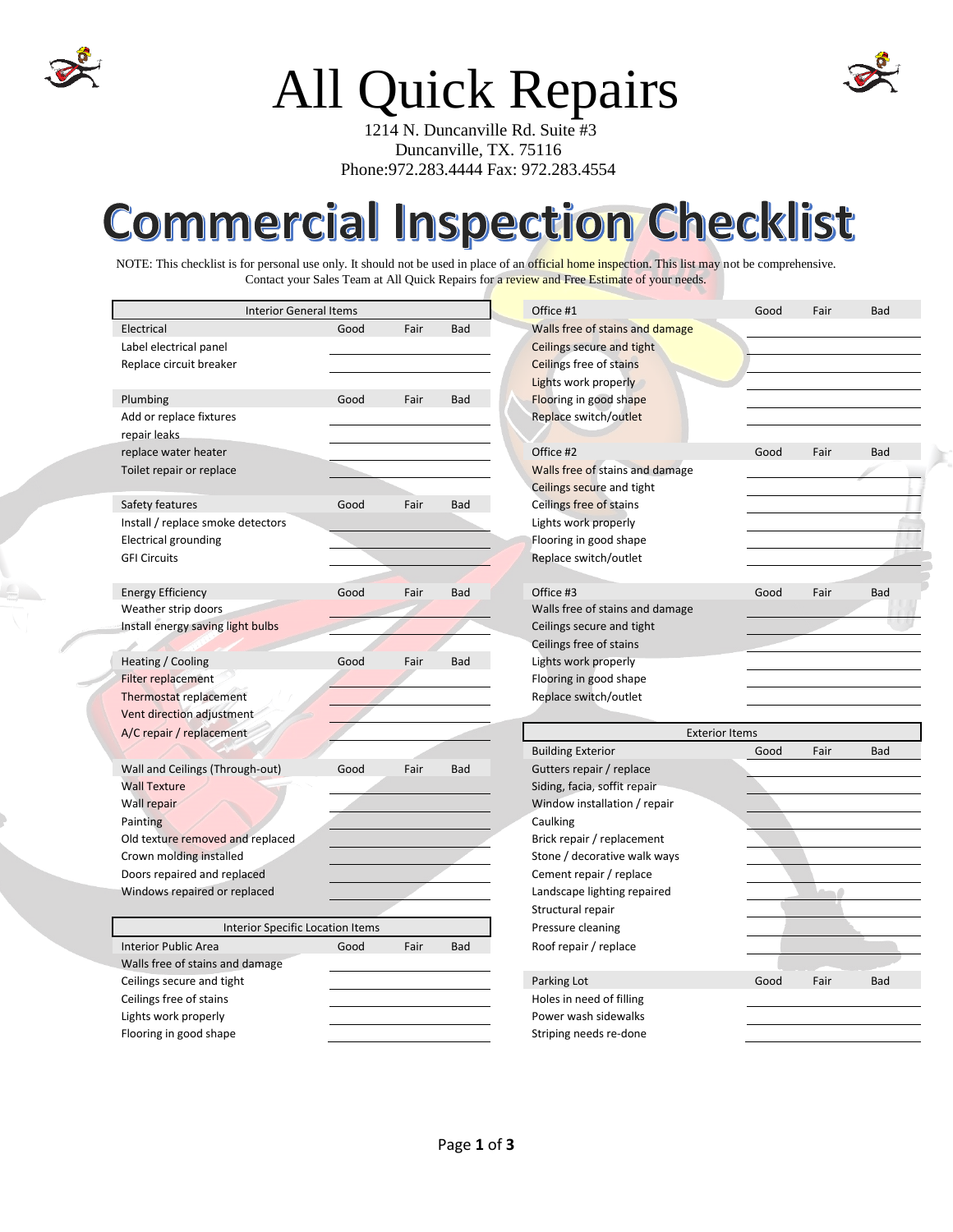# All Quick Repairs

1214 N. Duncanville Rd. Suite #3
Duncanville, TX. 75116
Phone:972.283.4444 Fax: 972.283.4554

# Commercial Inspection Checklist

NOTE: This checklist is for personal use only. It should not be used in place of an official home inspection. This list may not be comprehensive. Contact your Sales Team at All Quick Repairs for a review and Free Estimate of your needs.

## Interior General Items

| Electrical | Good | Fair | Bad |
|---|---|---|---|
| Label electrical panel | | | |
| Replace circuit breaker | | | |

| Plumbing | Good | Fair | Bad |
|---|---|---|---|
| Add or replace fixtures | | | |
| repair leaks | | | |
| replace water heater | | | |
| Toilet repair or replace | | | |

| Safety features | Good | Fair | Bad |
|---|---|---|---|
| Install / replace smoke detectors | | | |
| Electrical grounding | | | |
| GFI Circuits | | | |

| Energy Efficiency | Good | Fair | Bad |
|---|---|---|---|
| Weather strip doors | | | |
| Install energy saving light bulbs | | | |

| Heating / Cooling | Good | Fair | Bad |
|---|---|---|---|
| Filter replacement | | | |
| Thermostat replacement | | | |
| Vent direction adjustment | | | |
| A/C repair / replacement | | | |

| Wall and Ceilings (Through-out) | Good | Fair | Bad |
|---|---|---|---|
| Wall Texture | | | |
| Wall repair | | | |
| Painting | | | |
| Old texture removed and replaced | | | |
| Crown molding installed | | | |
| Doors repaired and replaced | | | |
| Windows repaired or replaced | | | |

## Interior Specific Location Items

| Interior Public Area | Good | Fair | Bad |
|---|---|---|---|
| Walls free of stains and damage | | | |
| Ceilings secure and tight | | | |
| Ceilings free of stains | | | |
| Lights work properly | | | |
| Flooring in good shape | | | |

| Office #1 | Good | Fair | Bad |
|---|---|---|---|
| Walls free of stains and damage | | | |
| Ceilings secure and tight | | | |
| Ceilings free of stains | | | |
| Lights work properly | | | |
| Flooring in good shape | | | |
| Replace switch/outlet | | | |

| Office #2 | Good | Fair | Bad |
|---|---|---|---|
| Walls free of stains and damage | | | |
| Ceilings secure and tight | | | |
| Ceilings free of stains | | | |
| Lights work properly | | | |
| Flooring in good shape | | | |
| Replace switch/outlet | | | |

| Office #3 | Good | Fair | Bad |
|---|---|---|---|
| Walls free of stains and damage | | | |
| Ceilings secure and tight | | | |
| Ceilings free of stains | | | |
| Lights work properly | | | |
| Flooring in good shape | | | |
| Replace switch/outlet | | | |

## Exterior Items

| Building Exterior | Good | Fair | Bad |
|---|---|---|---|
| Gutters repair / replace | | | |
| Siding, facia, soffit repair | | | |
| Window installation / repair | | | |
| Caulking | | | |
| Brick repair / replacement | | | |
| Stone / decorative walk ways | | | |
| Cement repair / replace | | | |
| Landscape lighting repaired | | | |
| Structural repair | | | |
| Pressure cleaning | | | |
| Roof repair / replace | | | |

| Parking Lot | Good | Fair | Bad |
|---|---|---|---|
| Holes in need of filling | | | |
| Power wash sidewalks | | | |
| Striping needs re-done | | | |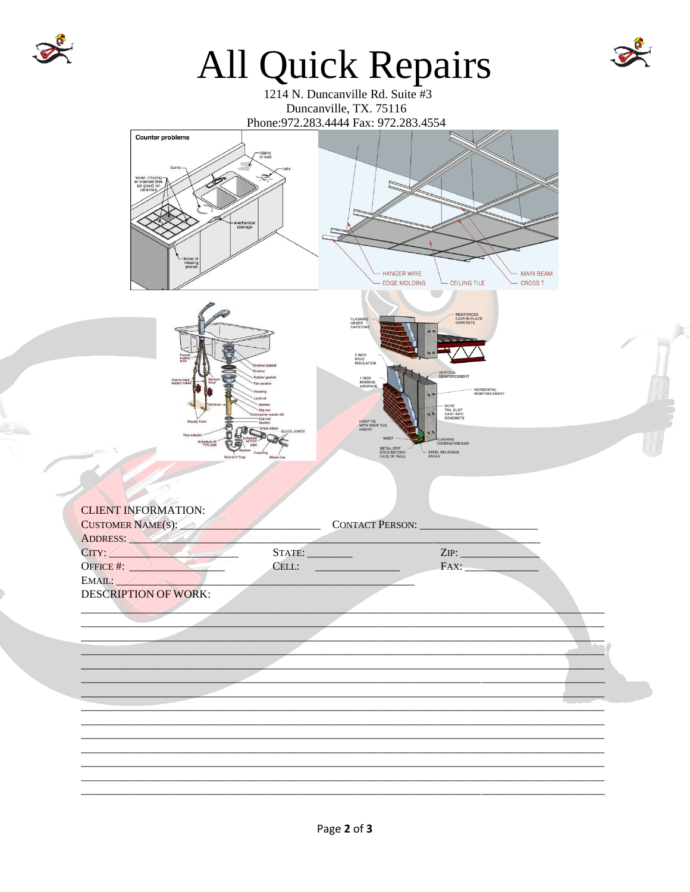# All Quick Repairs

1214 N. Duncanville Rd. Suite #3
Duncanville, TX. 75116
Phone:972.283.4444 Fax: 972.283.4554

CLIENT INFORMATION:

CUSTOMER NAME(S): ________________________ CONTACT PERSON: ____________________

ADDRESS: ____________________________________________________________________

CITY: ________________________ STATE: ________ ZIP: ______________

OFFICE #: ________________ CELL: ______________ FAX: ____________

EMAIL: ____________________________________________________

DESCRIPTION OF WORK:

______________________________________________________________________________

______________________________________________________________________________

______________________________________________________________________________

______________________________________________________________________________

______________________________________________________________________________

______________________________________________________________________________

______________________________________________________________________________

______________________________________________________________________________

______________________________________________________________________________

______________________________________________________________________________

______________________________________________________________________________

______________________________________________________________________________

______________________________________________________________________________

______________________________________________________________________________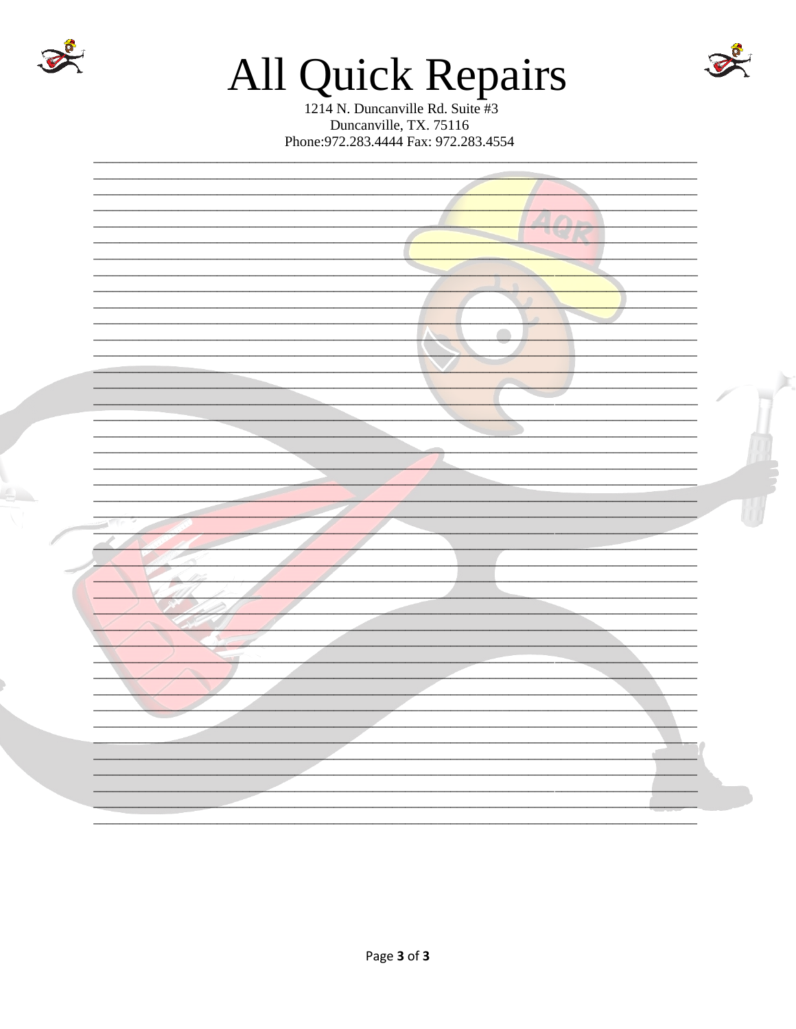# All Quick Repairs

1214 N. Duncanville Rd. Suite #3
Duncanville, TX. 75116
Phone:972.283.4444 Fax: 972.283.4554